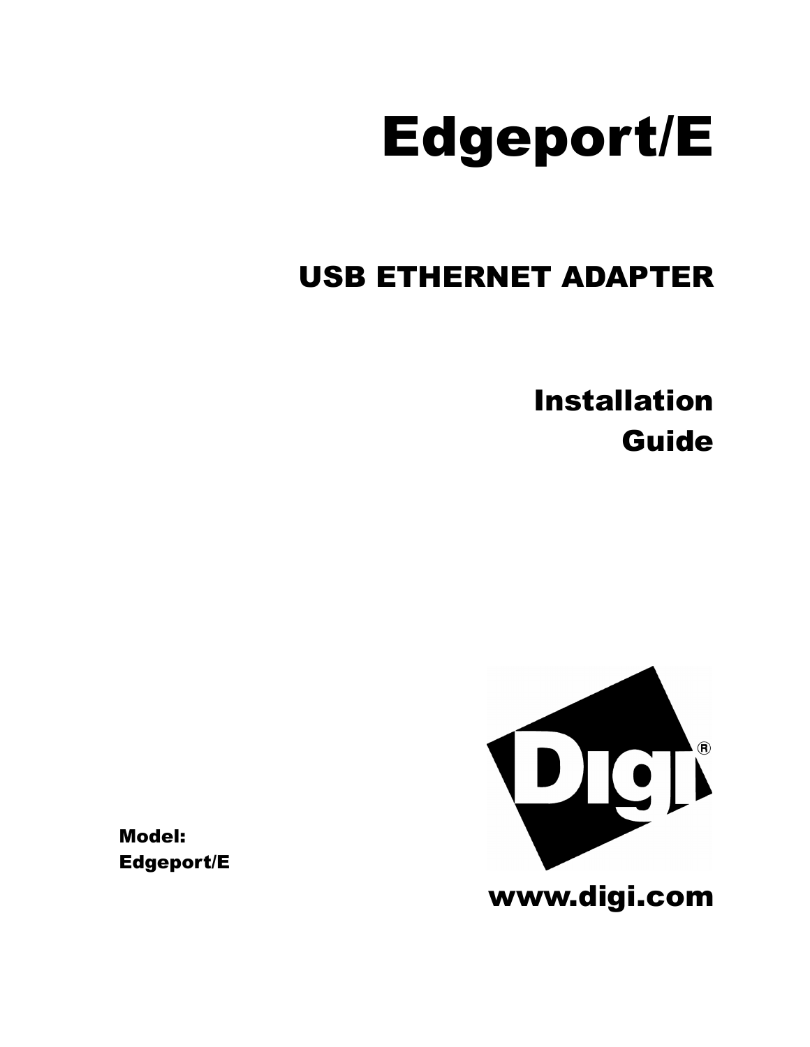# Edgeport/E

## USB ETHERNET ADAPTER

## Installation Guide

Digi®

**Model:**
**Edgeport/E**

**www.digi.com**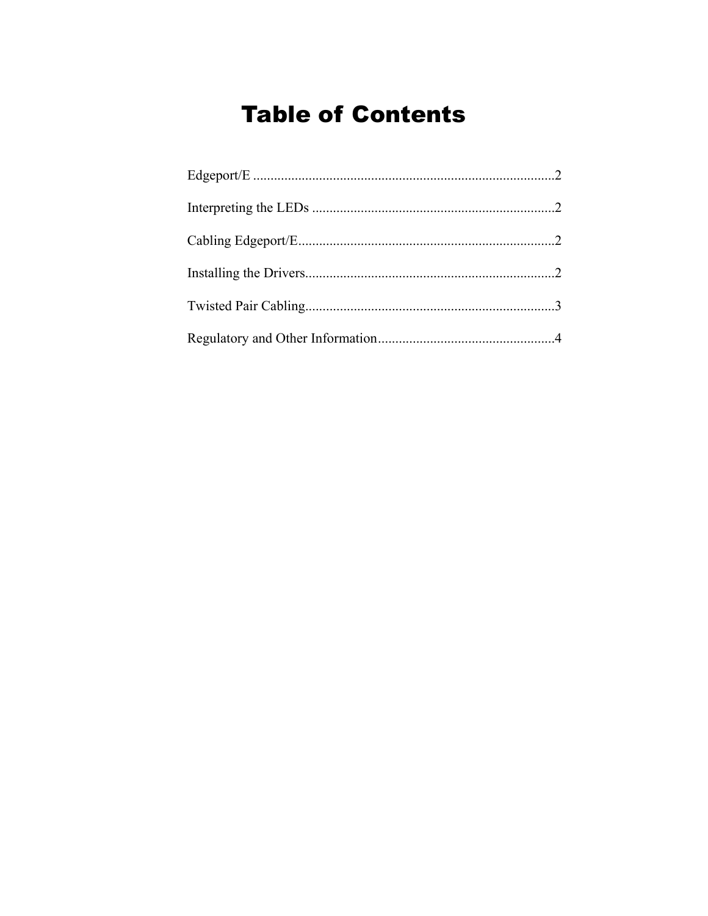# Table of Contents

Edgeport/E ........................................................................................2

Interpreting the LEDs .......................................................................2

Cabling Edgeport/E...........................................................................2

Installing the Drivers.........................................................................2

Twisted Pair Cabling.........................................................................3

Regulatory and Other Information....................................................4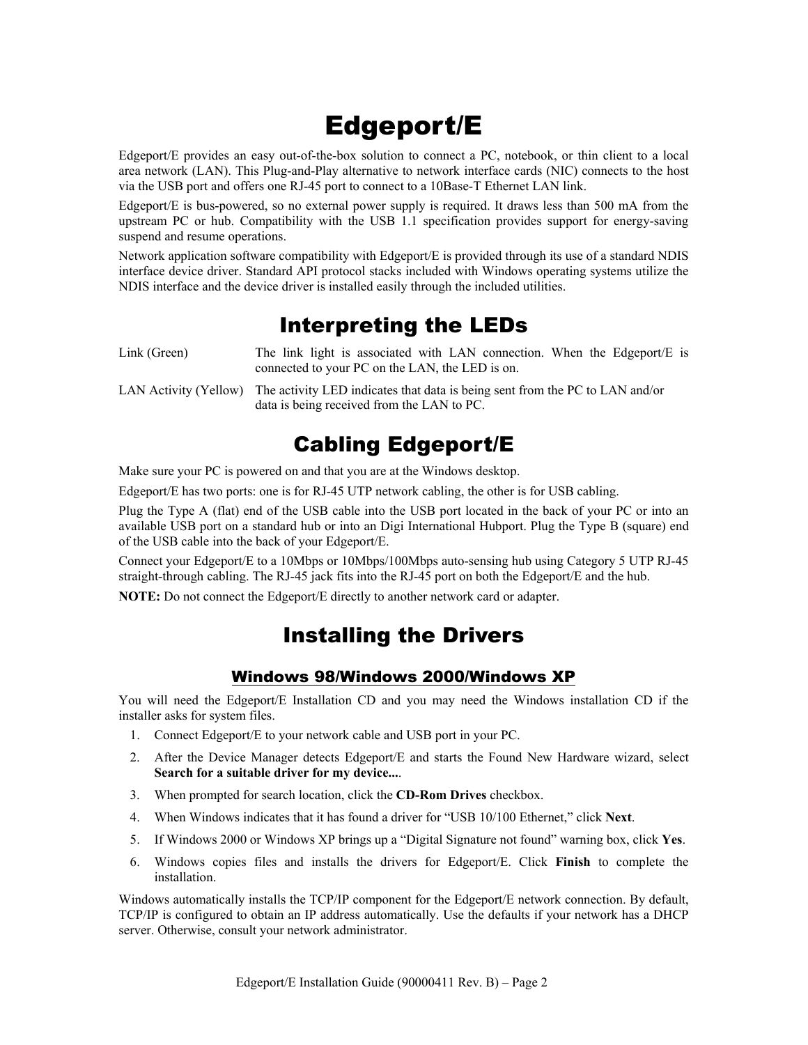# Edgeport/E

Edgeport/E provides an easy out-of-the-box solution to connect a PC, notebook, or thin client to a local area network (LAN). This Plug-and-Play alternative to network interface cards (NIC) connects to the host via the USB port and offers one RJ-45 port to connect to a 10Base-T Ethernet LAN link.

Edgeport/E is bus-powered, so no external power supply is required. It draws less than 500 mA from the upstream PC or hub. Compatibility with the USB 1.1 specification provides support for energy-saving suspend and resume operations.

Network application software compatibility with Edgeport/E is provided through its use of a standard NDIS interface device driver. Standard API protocol stacks included with Windows operating systems utilize the NDIS interface and the device driver is installed easily through the included utilities.

# Interpreting the LEDs

| | |
|---|---|
| Link (Green) | The link light is associated with LAN connection. When the Edgeport/E is connected to your PC on the LAN, the LED is on. |
| LAN Activity (Yellow) | The activity LED indicates that data is being sent from the PC to LAN and/or data is being received from the LAN to PC. |

# Cabling Edgeport/E

Make sure your PC is powered on and that you are at the Windows desktop.

Edgeport/E has two ports: one is for RJ-45 UTP network cabling, the other is for USB cabling.

Plug the Type A (flat) end of the USB cable into the USB port located in the back of your PC or into an available USB port on a standard hub or into an Digi International Hubport. Plug the Type B (square) end of the USB cable into the back of your Edgeport/E.

Connect your Edgeport/E to a 10Mbps or 10Mbps/100Mbps auto-sensing hub using Category 5 UTP RJ-45 straight-through cabling. The RJ-45 jack fits into the RJ-45 port on both the Edgeport/E and the hub.

**NOTE:** Do not connect the Edgeport/E directly to another network card or adapter.

# Installing the Drivers

## Windows 98/Windows 2000/Windows XP

You will need the Edgeport/E Installation CD and you may need the Windows installation CD if the installer asks for system files.

1. Connect Edgeport/E to your network cable and USB port in your PC.
2. After the Device Manager detects Edgeport/E and starts the Found New Hardware wizard, select **Search for a suitable driver for my device...**.
3. When prompted for search location, click the **CD-Rom Drives** checkbox.
4. When Windows indicates that it has found a driver for "USB 10/100 Ethernet," click **Next**.
5. If Windows 2000 or Windows XP brings up a "Digital Signature not found" warning box, click **Yes**.
6. Windows copies files and installs the drivers for Edgeport/E. Click **Finish** to complete the installation.

Windows automatically installs the TCP/IP component for the Edgeport/E network connection. By default, TCP/IP is configured to obtain an IP address automatically. Use the defaults if your network has a DHCP server. Otherwise, consult your network administrator.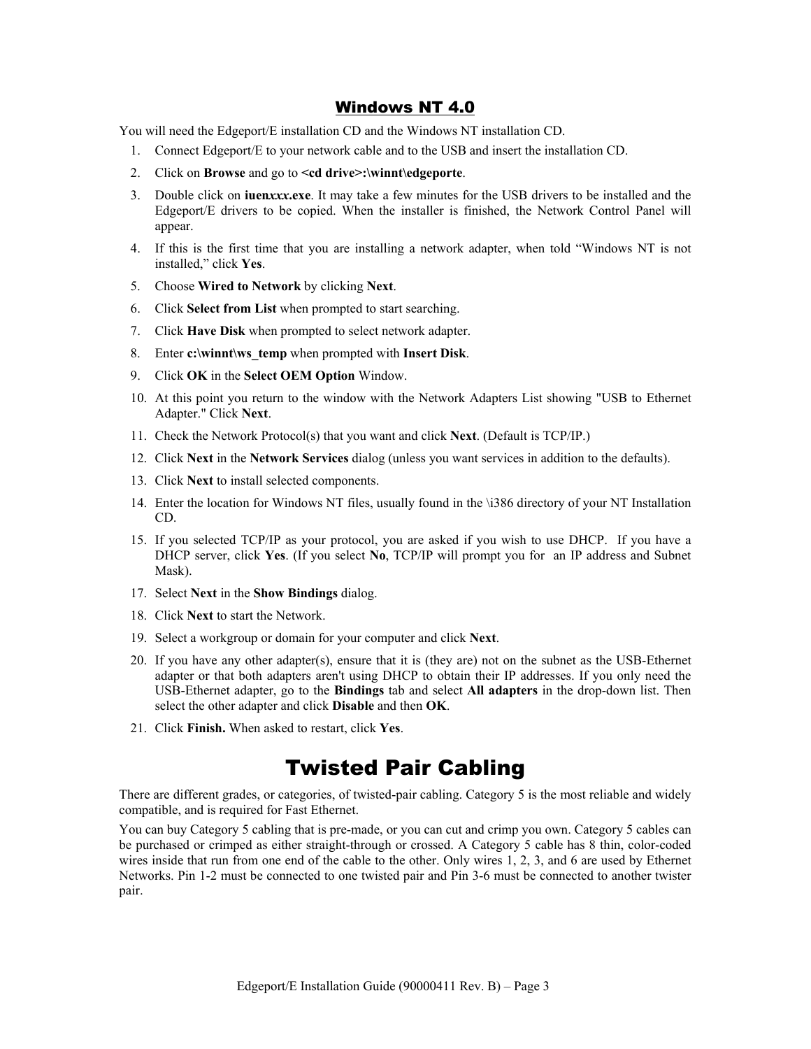## Windows NT 4.0

You will need the Edgeport/E installation CD and the Windows NT installation CD.

1. Connect Edgeport/E to your network cable and to the USB and insert the installation CD.
2. Click on **Browse** and go to **<cd drive>:\winnt\edgeporte**.
3. Double click on **iuen*xxx*.exe**. It may take a few minutes for the USB drivers to be installed and the Edgeport/E drivers to be copied. When the installer is finished, the Network Control Panel will appear.
4. If this is the first time that you are installing a network adapter, when told "Windows NT is not installed," click **Yes**.
5. Choose **Wired to Network** by clicking **Next**.
6. Click **Select from List** when prompted to start searching.
7. Click **Have Disk** when prompted to select network adapter.
8. Enter **c:\winnt\ws_temp** when prompted with **Insert Disk**.
9. Click **OK** in the **Select OEM Option** Window.
10. At this point you return to the window with the Network Adapters List showing "USB to Ethernet Adapter." Click **Next**.
11. Check the Network Protocol(s) that you want and click **Next**. (Default is TCP/IP.)
12. Click **Next** in the **Network Services** dialog (unless you want services in addition to the defaults).
13. Click **Next** to install selected components.
14. Enter the location for Windows NT files, usually found in the \i386 directory of your NT Installation CD.
15. If you selected TCP/IP as your protocol, you are asked if you wish to use DHCP. If you have a DHCP server, click **Yes**. (If you select **No**, TCP/IP will prompt you for an IP address and Subnet Mask).
17. Select **Next** in the **Show Bindings** dialog.
18. Click **Next** to start the Network.
19. Select a workgroup or domain for your computer and click **Next**.
20. If you have any other adapter(s), ensure that it is (they are) not on the subnet as the USB-Ethernet adapter or that both adapters aren't using DHCP to obtain their IP addresses. If you only need the USB-Ethernet adapter, go to the **Bindings** tab and select **All adapters** in the drop-down list. Then select the other adapter and click **Disable** and then **OK**.
21. Click **Finish.** When asked to restart, click **Yes**.

# Twisted Pair Cabling

There are different grades, or categories, of twisted-pair cabling. Category 5 is the most reliable and widely compatible, and is required for Fast Ethernet.

You can buy Category 5 cabling that is pre-made, or you can cut and crimp you own. Category 5 cables can be purchased or crimped as either straight-through or crossed. A Category 5 cable has 8 thin, color-coded wires inside that run from one end of the cable to the other. Only wires 1, 2, 3, and 6 are used by Ethernet Networks. Pin 1-2 must be connected to one twisted pair and Pin 3-6 must be connected to another twister pair.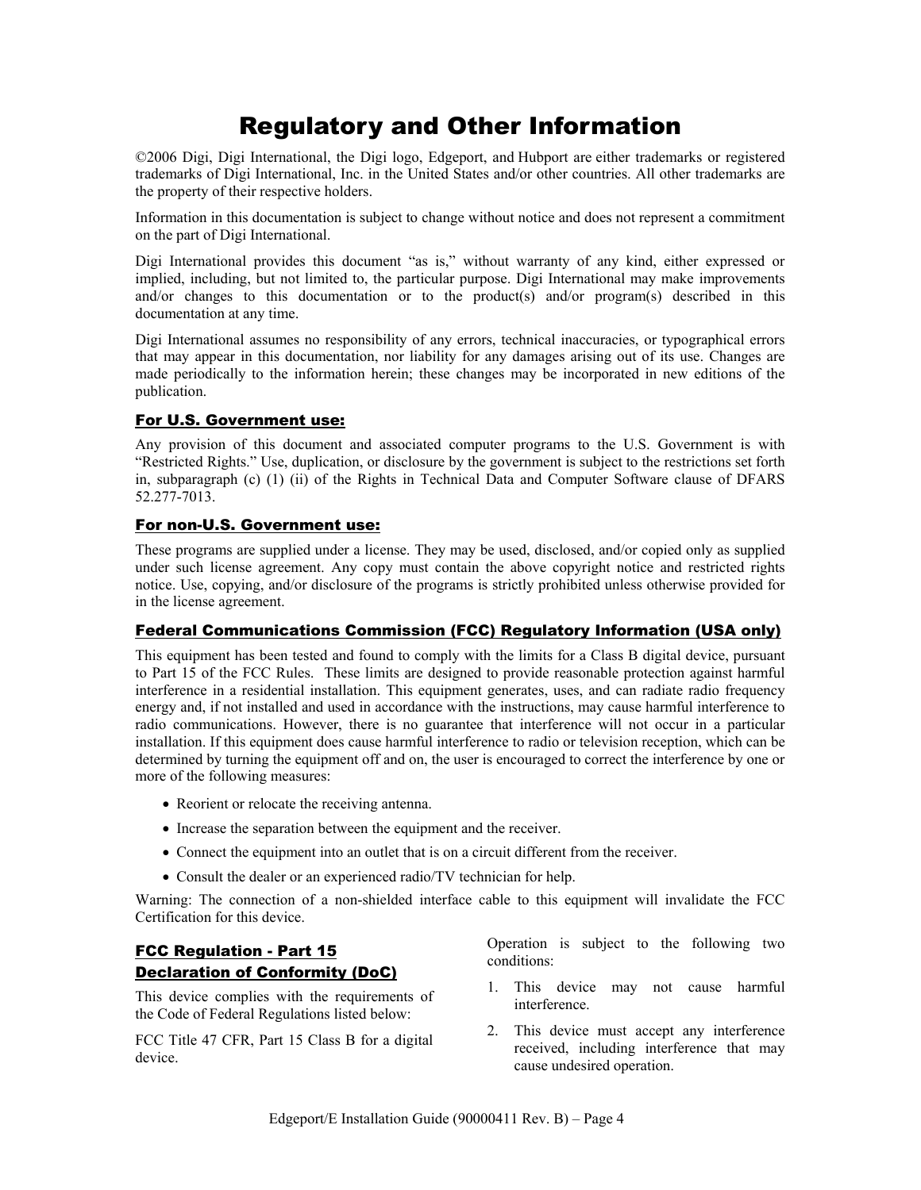# Regulatory and Other Information

©2006 Digi, Digi International, the Digi logo, Edgeport, and Hubport are either trademarks or registered trademarks of Digi International, Inc. in the United States and/or other countries. All other trademarks are the property of their respective holders.

Information in this documentation is subject to change without notice and does not represent a commitment on the part of Digi International.

Digi International provides this document "as is," without warranty of any kind, either expressed or implied, including, but not limited to, the particular purpose. Digi International may make improvements and/or changes to this documentation or to the product(s) and/or program(s) described in this documentation at any time.

Digi International assumes no responsibility of any errors, technical inaccuracies, or typographical errors that may appear in this documentation, nor liability for any damages arising out of its use. Changes are made periodically to the information herein; these changes may be incorporated in new editions of the publication.

### For U.S. Government use:

Any provision of this document and associated computer programs to the U.S. Government is with "Restricted Rights." Use, duplication, or disclosure by the government is subject to the restrictions set forth in, subparagraph (c) (1) (ii) of the Rights in Technical Data and Computer Software clause of DFARS 52.277-7013.

### For non-U.S. Government use:

These programs are supplied under a license. They may be used, disclosed, and/or copied only as supplied under such license agreement. Any copy must contain the above copyright notice and restricted rights notice. Use, copying, and/or disclosure of the programs is strictly prohibited unless otherwise provided for in the license agreement.

### Federal Communications Commission (FCC) Regulatory Information (USA only)

This equipment has been tested and found to comply with the limits for a Class B digital device, pursuant to Part 15 of the FCC Rules. These limits are designed to provide reasonable protection against harmful interference in a residential installation. This equipment generates, uses, and can radiate radio frequency energy and, if not installed and used in accordance with the instructions, may cause harmful interference to radio communications. However, there is no guarantee that interference will not occur in a particular installation. If this equipment does cause harmful interference to radio or television reception, which can be determined by turning the equipment off and on, the user is encouraged to correct the interference by one or more of the following measures:

- Reorient or relocate the receiving antenna.
- Increase the separation between the equipment and the receiver.
- Connect the equipment into an outlet that is on a circuit different from the receiver.
- Consult the dealer or an experienced radio/TV technician for help.

Warning: The connection of a non-shielded interface cable to this equipment will invalidate the FCC Certification for this device.

### FCC Regulation - Part 15 Declaration of Conformity (DoC)

This device complies with the requirements of the Code of Federal Regulations listed below:

FCC Title 47 CFR, Part 15 Class B for a digital device.

Operation is subject to the following two conditions:

1. This device may not cause harmful interference.
2. This device must accept any interference received, including interference that may cause undesired operation.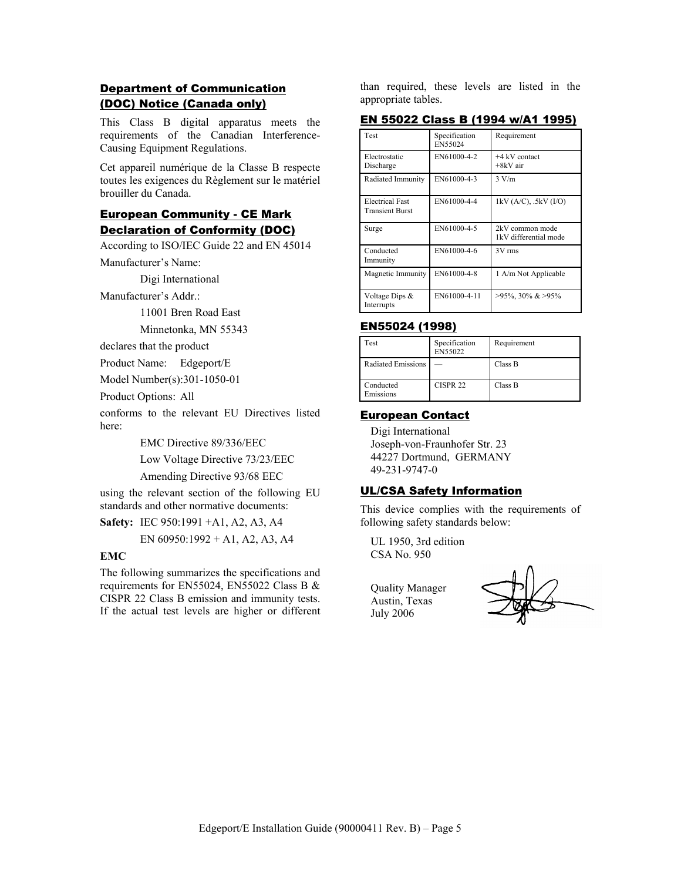## Department of Communication (DOC) Notice (Canada only)

This Class B digital apparatus meets the requirements of the Canadian Interference-Causing Equipment Regulations.

Cet appareil numérique de la Classe B respecte toutes les exigences du Règlement sur le matériel brouiller du Canada.

## European Community - CE Mark Declaration of Conformity (DOC)

According to ISO/IEC Guide 22 and EN 45014

Manufacturer's Name:

Digi International

Manufacturer's Addr.:

11001 Bren Road East

Minnetonka, MN 55343

declares that the product

Product Name: Edgeport/E

Model Number(s):301-1050-01

Product Options: All

conforms to the relevant EU Directives listed here:

EMC Directive 89/336/EEC

Low Voltage Directive 73/23/EEC

Amending Directive 93/68 EEC

using the relevant section of the following EU standards and other normative documents:

**Safety:** IEC 950:1991 +A1, A2, A3, A4

EN 60950:1992 + A1, A2, A3, A4

**EMC**

The following summarizes the specifications and requirements for EN55024, EN55022 Class B & CISPR 22 Class B emission and immunity tests. If the actual test levels are higher or different than required, these levels are listed in the appropriate tables.

## EN 55022 Class B (1994 w/A1 1995)

| Test | Specification EN55024 | Requirement |
|---|---|---|
| Electrostatic Discharge | EN61000-4-2 | +4 kV contact +8kV air |
| Radiated Immunity | EN61000-4-3 | 3 V/m |
| Electrical Fast Transient Burst | EN61000-4-4 | 1kV (A/C), .5kV (I/O) |
| Surge | EN61000-4-5 | 2kV common mode 1kV differential mode |
| Conducted Immunity | EN61000-4-6 | 3V rms |
| Magnetic Immunity | EN61000-4-8 | 1 A/m Not Applicable |
| Voltage Dips & Interrupts | EN61000-4-11 | >95%, 30% & >95% |

## EN55024 (1998)

| Test | Specification EN55022 | Requirement |
|---|---|---|
| Radiated Emissions | — | Class B |
| Conducted Emissions | CISPR 22 | Class B |

## European Contact

Digi International
Joseph-von-Fraunhofer Str. 23
44227 Dortmund, GERMANY
49-231-9747-0

## UL/CSA Safety Information

This device complies with the requirements of following safety standards below:

UL 1950, 3rd edition
CSA No. 950

Quality Manager
Austin, Texas
July 2006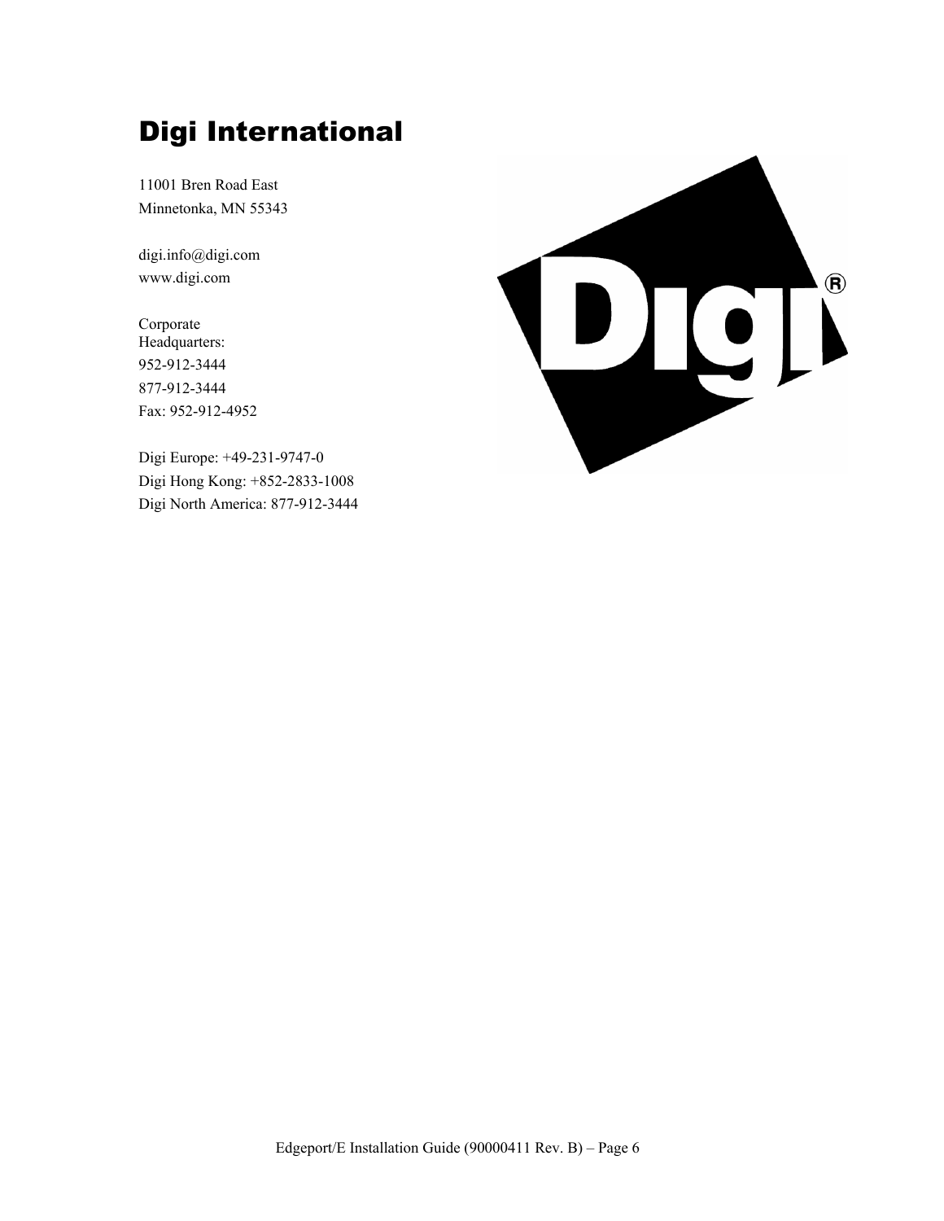# Digi International

11001 Bren Road East
Minnetonka, MN 55343

digi.info@digi.com
www.digi.com

Corporate Headquarters:
952-912-3444
877-912-3444
Fax: 952-912-4952

Digi Europe: +49-231-9747-0
Digi Hong Kong: +852-2833-1008
Digi North America: 877-912-3444